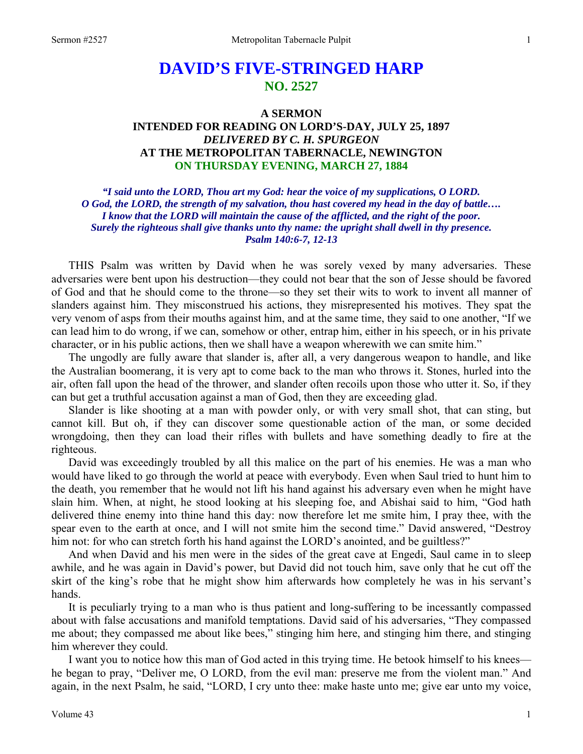# DAVID'S FIVE-STRINGED HARP
## NO. 2527

### A SERMON
### INTENDED FOR READING ON LORD'S-DAY, JULY 25, 1897
### *DELIVERED BY C. H. SPURGEON*
### AT THE METROPOLITAN TABERNACLE, NEWINGTON
### ON THURSDAY EVENING, MARCH 27, 1884

***"I said unto the LORD, Thou art my God: hear the voice of my supplications, O LORD. O God, the LORD, the strength of my salvation, thou hast covered my head in the day of battle…. I know that the LORD will maintain the cause of the afflicted, and the right of the poor. Surely the righteous shall give thanks unto thy name: the upright shall dwell in thy presence. Psalm 140:6-7, 12-13***

THIS Psalm was written by David when he was sorely vexed by many adversaries. These adversaries were bent upon his destruction—they could not bear that the son of Jesse should be favored of God and that he should come to the throne—so they set their wits to work to invent all manner of slanders against him. They misconstrued his actions, they misrepresented his motives. They spat the very venom of asps from their mouths against him, and at the same time, they said to one another, "If we can lead him to do wrong, if we can, somehow or other, entrap him, either in his speech, or in his private character, or in his public actions, then we shall have a weapon wherewith we can smite him."

The ungodly are fully aware that slander is, after all, a very dangerous weapon to handle, and like the Australian boomerang, it is very apt to come back to the man who throws it. Stones, hurled into the air, often fall upon the head of the thrower, and slander often recoils upon those who utter it. So, if they can but get a truthful accusation against a man of God, then they are exceeding glad.

Slander is like shooting at a man with powder only, or with very small shot, that can sting, but cannot kill. But oh, if they can discover some questionable action of the man, or some decided wrongdoing, then they can load their rifles with bullets and have something deadly to fire at the righteous.

David was exceedingly troubled by all this malice on the part of his enemies. He was a man who would have liked to go through the world at peace with everybody. Even when Saul tried to hunt him to the death, you remember that he would not lift his hand against his adversary even when he might have slain him. When, at night, he stood looking at his sleeping foe, and Abishai said to him, "God hath delivered thine enemy into thine hand this day: now therefore let me smite him, I pray thee, with the spear even to the earth at once, and I will not smite him the second time." David answered, "Destroy him not: for who can stretch forth his hand against the LORD's anointed, and be guiltless?"

And when David and his men were in the sides of the great cave at Engedi, Saul came in to sleep awhile, and he was again in David's power, but David did not touch him, save only that he cut off the skirt of the king's robe that he might show him afterwards how completely he was in his servant's hands.

It is peculiarly trying to a man who is thus patient and long-suffering to be incessantly compassed about with false accusations and manifold temptations. David said of his adversaries, "They compassed me about; they compassed me about like bees," stinging him here, and stinging him there, and stinging him wherever they could.

I want you to notice how this man of God acted in this trying time. He betook himself to his knees—he began to pray, "Deliver me, O LORD, from the evil man: preserve me from the violent man." And again, in the next Psalm, he said, "LORD, I cry unto thee: make haste unto me; give ear unto my voice,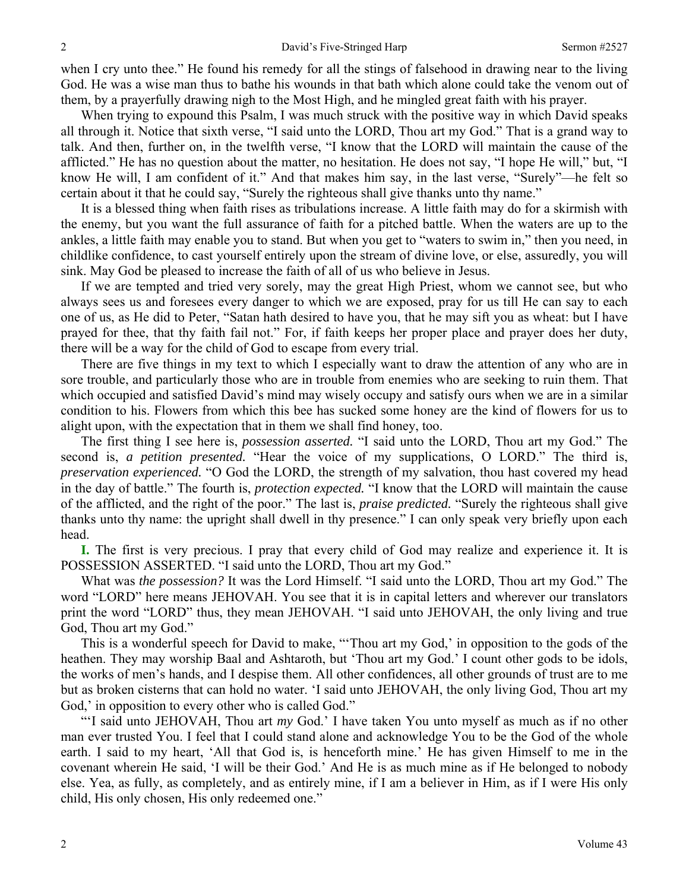when I cry unto thee." He found his remedy for all the stings of falsehood in drawing near to the living God. He was a wise man thus to bathe his wounds in that bath which alone could take the venom out of them, by a prayerfully drawing nigh to the Most High, and he mingled great faith with his prayer.

When trying to expound this Psalm, I was much struck with the positive way in which David speaks all through it. Notice that sixth verse, "I said unto the LORD, Thou art my God." That is a grand way to talk. And then, further on, in the twelfth verse, "I know that the LORD will maintain the cause of the afflicted." He has no question about the matter, no hesitation. He does not say, "I hope He will," but, "I know He will, I am confident of it." And that makes him say, in the last verse, "Surely"—he felt so certain about it that he could say, "Surely the righteous shall give thanks unto thy name."

It is a blessed thing when faith rises as tribulations increase. A little faith may do for a skirmish with the enemy, but you want the full assurance of faith for a pitched battle. When the waters are up to the ankles, a little faith may enable you to stand. But when you get to "waters to swim in," then you need, in childlike confidence, to cast yourself entirely upon the stream of divine love, or else, assuredly, you will sink. May God be pleased to increase the faith of all of us who believe in Jesus.

If we are tempted and tried very sorely, may the great High Priest, whom we cannot see, but who always sees us and foresees every danger to which we are exposed, pray for us till He can say to each one of us, as He did to Peter, "Satan hath desired to have you, that he may sift you as wheat: but I have prayed for thee, that thy faith fail not." For, if faith keeps her proper place and prayer does her duty, there will be a way for the child of God to escape from every trial.

There are five things in my text to which I especially want to draw the attention of any who are in sore trouble, and particularly those who are in trouble from enemies who are seeking to ruin them. That which occupied and satisfied David's mind may wisely occupy and satisfy ours when we are in a similar condition to his. Flowers from which this bee has sucked some honey are the kind of flowers for us to alight upon, with the expectation that in them we shall find honey, too.

The first thing I see here is, *possession asserted.* "I said unto the LORD, Thou art my God." The second is, *a petition presented.* "Hear the voice of my supplications, O LORD." The third is, *preservation experienced.* "O God the LORD, the strength of my salvation, thou hast covered my head in the day of battle." The fourth is, *protection expected.* "I know that the LORD will maintain the cause of the afflicted, and the right of the poor." The last is, *praise predicted.* "Surely the righteous shall give thanks unto thy name: the upright shall dwell in thy presence." I can only speak very briefly upon each head.

**I.** The first is very precious. I pray that every child of God may realize and experience it. It is POSSESSION ASSERTED. "I said unto the LORD, Thou art my God."

What was *the possession?* It was the Lord Himself. "I said unto the LORD, Thou art my God." The word "LORD" here means JEHOVAH. You see that it is in capital letters and wherever our translators print the word "LORD" thus, they mean JEHOVAH. "I said unto JEHOVAH, the only living and true God, Thou art my God."

This is a wonderful speech for David to make, "'Thou art my God,' in opposition to the gods of the heathen. They may worship Baal and Ashtaroth, but 'Thou art my God.' I count other gods to be idols, the works of men's hands, and I despise them. All other confidences, all other grounds of trust are to me but as broken cisterns that can hold no water. 'I said unto JEHOVAH, the only living God, Thou art my God,' in opposition to every other who is called God."

"'I said unto JEHOVAH, Thou art *my* God.' I have taken You unto myself as much as if no other man ever trusted You. I feel that I could stand alone and acknowledge You to be the God of the whole earth. I said to my heart, 'All that God is, is henceforth mine.' He has given Himself to me in the covenant wherein He said, 'I will be their God.' And He is as much mine as if He belonged to nobody else. Yea, as fully, as completely, and as entirely mine, if I am a believer in Him, as if I were His only child, His only chosen, His only redeemed one."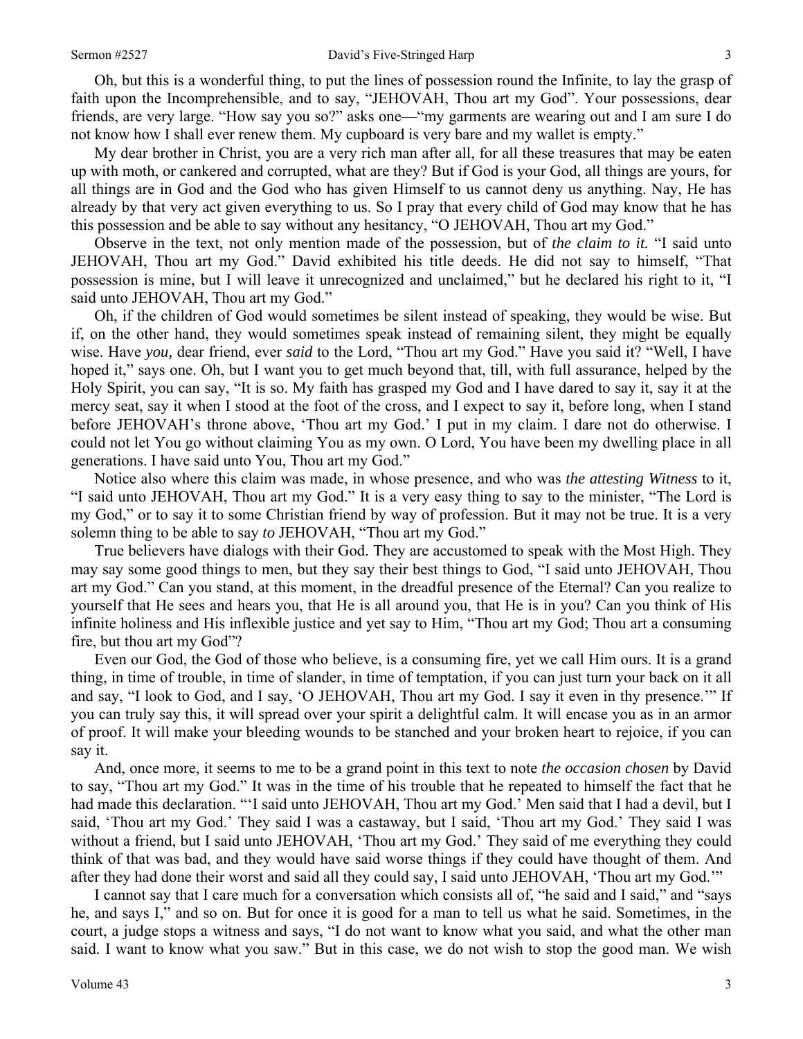Oh, but this is a wonderful thing, to put the lines of possession round the Infinite, to lay the grasp of faith upon the Incomprehensible, and to say, "JEHOVAH, Thou art my God". Your possessions, dear friends, are very large. "How say you so?" asks one—"my garments are wearing out and I am sure I do not know how I shall ever renew them. My cupboard is very bare and my wallet is empty."

My dear brother in Christ, you are a very rich man after all, for all these treasures that may be eaten up with moth, or cankered and corrupted, what are they? But if God is your God, all things are yours, for all things are in God and the God who has given Himself to us cannot deny us anything. Nay, He has already by that very act given everything to us. So I pray that every child of God may know that he has this possession and be able to say without any hesitancy, "O JEHOVAH, Thou art my God."

Observe in the text, not only mention made of the possession, but of *the claim to it.* "I said unto JEHOVAH, Thou art my God." David exhibited his title deeds. He did not say to himself, "That possession is mine, but I will leave it unrecognized and unclaimed," but he declared his right to it, "I said unto JEHOVAH, Thou art my God."

Oh, if the children of God would sometimes be silent instead of speaking, they would be wise. But if, on the other hand, they would sometimes speak instead of remaining silent, they might be equally wise. Have *you,* dear friend, ever *said* to the Lord, "Thou art my God." Have you said it? "Well, I have hoped it," says one. Oh, but I want you to get much beyond that, till, with full assurance, helped by the Holy Spirit, you can say, "It is so. My faith has grasped my God and I have dared to say it, say it at the mercy seat, say it when I stood at the foot of the cross, and I expect to say it, before long, when I stand before JEHOVAH's throne above, 'Thou art my God.' I put in my claim. I dare not do otherwise. I could not let You go without claiming You as my own. O Lord, You have been my dwelling place in all generations. I have said unto You, Thou art my God."

Notice also where this claim was made, in whose presence, and who was *the attesting Witness* to it, "I said unto JEHOVAH, Thou art my God." It is a very easy thing to say to the minister, "The Lord is my God," or to say it to some Christian friend by way of profession. But it may not be true. It is a very solemn thing to be able to say *to* JEHOVAH, "Thou art my God."

True believers have dialogs with their God. They are accustomed to speak with the Most High. They may say some good things to men, but they say their best things to God, "I said unto JEHOVAH, Thou art my God." Can you stand, at this moment, in the dreadful presence of the Eternal? Can you realize to yourself that He sees and hears you, that He is all around you, that He is in you? Can you think of His infinite holiness and His inflexible justice and yet say to Him, "Thou art my God; Thou art a consuming fire, but thou art my God"?

Even our God, the God of those who believe, is a consuming fire, yet we call Him ours. It is a grand thing, in time of trouble, in time of slander, in time of temptation, if you can just turn your back on it all and say, "I look to God, and I say, 'O JEHOVAH, Thou art my God. I say it even in thy presence.'" If you can truly say this, it will spread over your spirit a delightful calm. It will encase you as in an armor of proof. It will make your bleeding wounds to be stanched and your broken heart to rejoice, if you can say it.

And, once more, it seems to me to be a grand point in this text to note *the occasion chosen* by David to say, "Thou art my God." It was in the time of his trouble that he repeated to himself the fact that he had made this declaration. "'I said unto JEHOVAH, Thou art my God.' Men said that I had a devil, but I said, 'Thou art my God.' They said I was a castaway, but I said, 'Thou art my God.' They said I was without a friend, but I said unto JEHOVAH, 'Thou art my God.' They said of me everything they could think of that was bad, and they would have said worse things if they could have thought of them. And after they had done their worst and said all they could say, I said unto JEHOVAH, 'Thou art my God.'"

I cannot say that I care much for a conversation which consists all of, "he said and I said," and "says he, and says I," and so on. But for once it is good for a man to tell us what he said. Sometimes, in the court, a judge stops a witness and says, "I do not want to know what you said, and what the other man said. I want to know what you saw." But in this case, we do not wish to stop the good man. We wish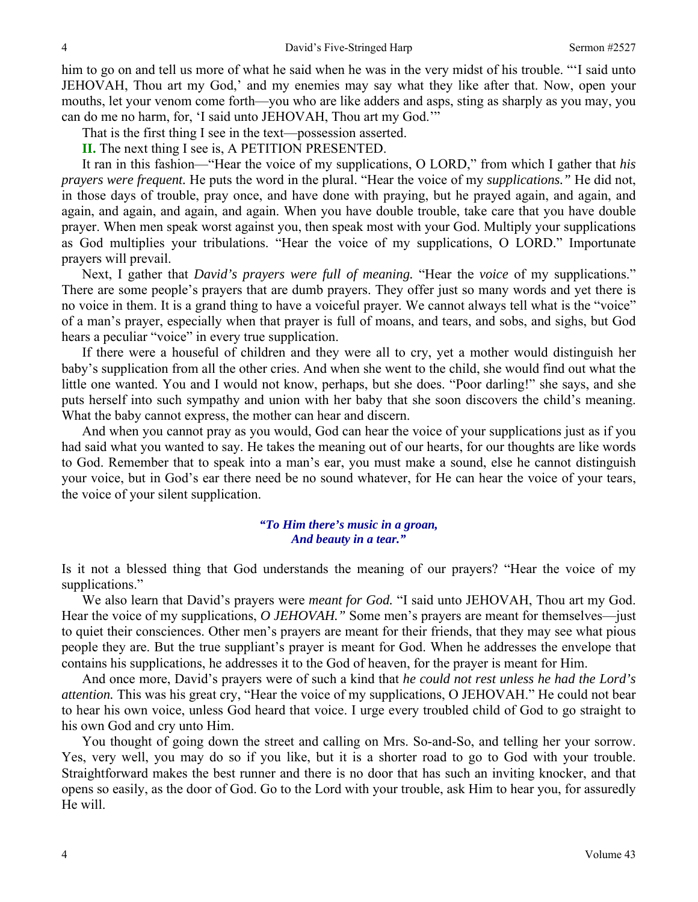him to go on and tell us more of what he said when he was in the very midst of his trouble. "'I said unto JEHOVAH, Thou art my God,' and my enemies may say what they like after that. Now, open your mouths, let your venom come forth—you who are like adders and asps, sting as sharply as you may, you can do me no harm, for, 'I said unto JEHOVAH, Thou art my God.'"

That is the first thing I see in the text—possession asserted.

**II.** The next thing I see is, A PETITION PRESENTED.

It ran in this fashion—"Hear the voice of my supplications, O LORD," from which I gather that *his prayers were frequent.* He puts the word in the plural. "Hear the voice of my *supplications."* He did not, in those days of trouble, pray once, and have done with praying, but he prayed again, and again, and again, and again, and again, and again. When you have double trouble, take care that you have double prayer. When men speak worst against you, then speak most with your God. Multiply your supplications as God multiplies your tribulations. "Hear the voice of my supplications, O LORD." Importunate prayers will prevail.

Next, I gather that *David's prayers were full of meaning.* "Hear the *voice* of my supplications." There are some people's prayers that are dumb prayers. They offer just so many words and yet there is no voice in them. It is a grand thing to have a voiceful prayer. We cannot always tell what is the "voice" of a man's prayer, especially when that prayer is full of moans, and tears, and sobs, and sighs, but God hears a peculiar "voice" in every true supplication.

If there were a houseful of children and they were all to cry, yet a mother would distinguish her baby's supplication from all the other cries. And when she went to the child, she would find out what the little one wanted. You and I would not know, perhaps, but she does. "Poor darling!" she says, and she puts herself into such sympathy and union with her baby that she soon discovers the child's meaning. What the baby cannot express, the mother can hear and discern.

And when you cannot pray as you would, God can hear the voice of your supplications just as if you had said what you wanted to say. He takes the meaning out of our hearts, for our thoughts are like words to God. Remember that to speak into a man's ear, you must make a sound, else he cannot distinguish your voice, but in God's ear there need be no sound whatever, for He can hear the voice of your tears, the voice of your silent supplication.

*"To Him there's music in a groan,*
*And beauty in a tear."*

Is it not a blessed thing that God understands the meaning of our prayers? "Hear the voice of my supplications."

We also learn that David's prayers were *meant for God.* "I said unto JEHOVAH, Thou art my God. Hear the voice of my supplications, *O JEHOVAH."* Some men's prayers are meant for themselves—just to quiet their consciences. Other men's prayers are meant for their friends, that they may see what pious people they are. But the true suppliant's prayer is meant for God. When he addresses the envelope that contains his supplications, he addresses it to the God of heaven, for the prayer is meant for Him.

And once more, David's prayers were of such a kind that *he could not rest unless he had the Lord's attention.* This was his great cry, "Hear the voice of my supplications, O JEHOVAH." He could not bear to hear his own voice, unless God heard that voice. I urge every troubled child of God to go straight to his own God and cry unto Him.

You thought of going down the street and calling on Mrs. So-and-So, and telling her your sorrow. Yes, very well, you may do so if you like, but it is a shorter road to go to God with your trouble. Straightforward makes the best runner and there is no door that has such an inviting knocker, and that opens so easily, as the door of God. Go to the Lord with your trouble, ask Him to hear you, for assuredly He will.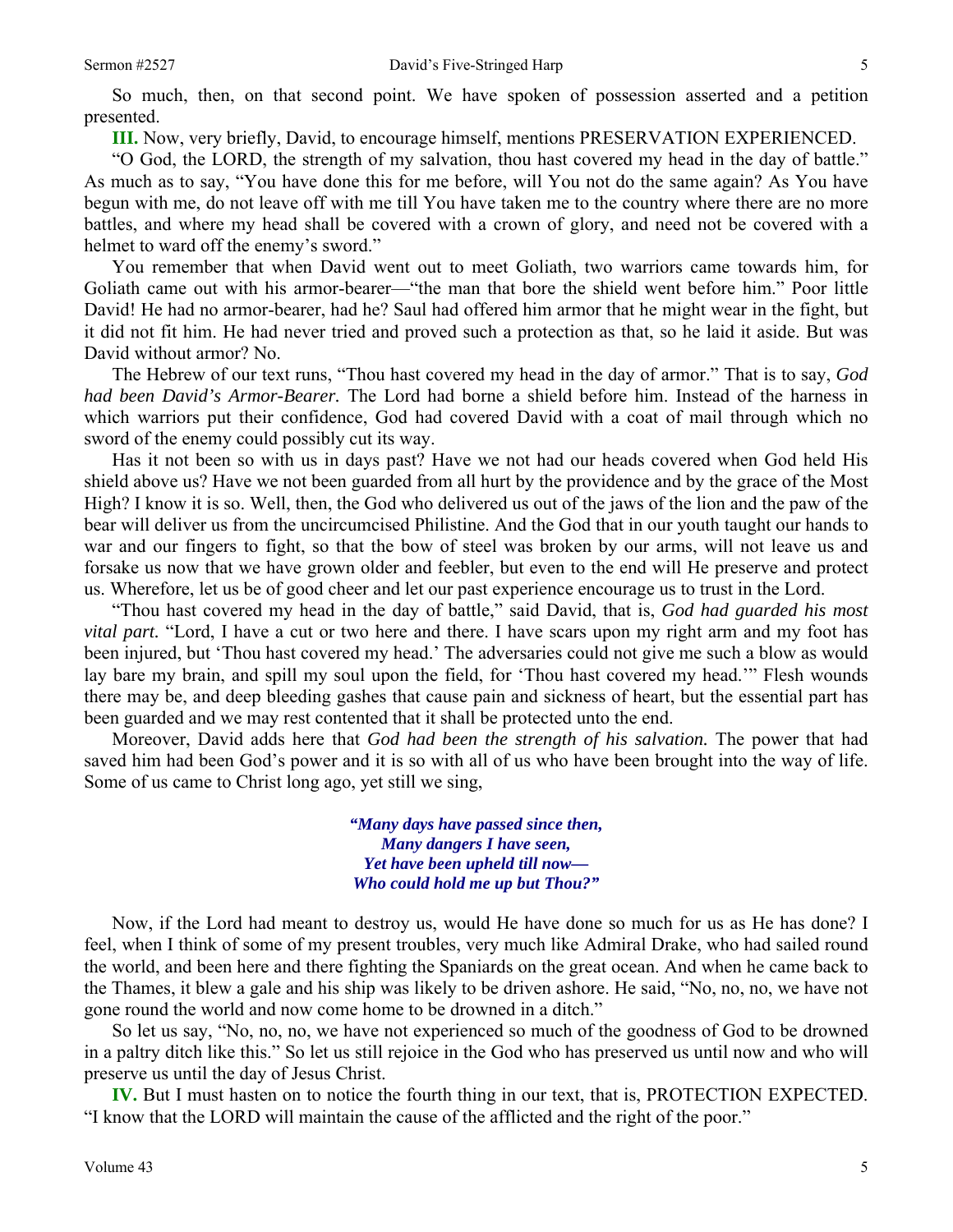So much, then, on that second point. We have spoken of possession asserted and a petition presented.

**III.** Now, very briefly, David, to encourage himself, mentions PRESERVATION EXPERIENCED.

"O God, the LORD, the strength of my salvation, thou hast covered my head in the day of battle." As much as to say, "You have done this for me before, will You not do the same again? As You have begun with me, do not leave off with me till You have taken me to the country where there are no more battles, and where my head shall be covered with a crown of glory, and need not be covered with a helmet to ward off the enemy's sword."

You remember that when David went out to meet Goliath, two warriors came towards him, for Goliath came out with his armor-bearer—"the man that bore the shield went before him." Poor little David! He had no armor-bearer, had he? Saul had offered him armor that he might wear in the fight, but it did not fit him. He had never tried and proved such a protection as that, so he laid it aside. But was David without armor? No.

The Hebrew of our text runs, "Thou hast covered my head in the day of armor." That is to say, *God had been David's Armor-Bearer.* The Lord had borne a shield before him. Instead of the harness in which warriors put their confidence, God had covered David with a coat of mail through which no sword of the enemy could possibly cut its way.

Has it not been so with us in days past? Have we not had our heads covered when God held His shield above us? Have we not been guarded from all hurt by the providence and by the grace of the Most High? I know it is so. Well, then, the God who delivered us out of the jaws of the lion and the paw of the bear will deliver us from the uncircumcised Philistine. And the God that in our youth taught our hands to war and our fingers to fight, so that the bow of steel was broken by our arms, will not leave us and forsake us now that we have grown older and feebler, but even to the end will He preserve and protect us. Wherefore, let us be of good cheer and let our past experience encourage us to trust in the Lord.

"Thou hast covered my head in the day of battle," said David, that is, *God had guarded his most vital part.* "Lord, I have a cut or two here and there. I have scars upon my right arm and my foot has been injured, but 'Thou hast covered my head.' The adversaries could not give me such a blow as would lay bare my brain, and spill my soul upon the field, for 'Thou hast covered my head.'" Flesh wounds there may be, and deep bleeding gashes that cause pain and sickness of heart, but the essential part has been guarded and we may rest contented that it shall be protected unto the end.

Moreover, David adds here that *God had been the strength of his salvation.* The power that had saved him had been God's power and it is so with all of us who have been brought into the way of life. Some of us came to Christ long ago, yet still we sing,

> ***"Many days have passed since then,***
> ***Many dangers I have seen,***
> ***Yet have been upheld till now—***
> ***Who could hold me up but Thou?"***

Now, if the Lord had meant to destroy us, would He have done so much for us as He has done? I feel, when I think of some of my present troubles, very much like Admiral Drake, who had sailed round the world, and been here and there fighting the Spaniards on the great ocean. And when he came back to the Thames, it blew a gale and his ship was likely to be driven ashore. He said, "No, no, no, we have not gone round the world and now come home to be drowned in a ditch."

So let us say, "No, no, no, we have not experienced so much of the goodness of God to be drowned in a paltry ditch like this." So let us still rejoice in the God who has preserved us until now and who will preserve us until the day of Jesus Christ.

**IV.** But I must hasten on to notice the fourth thing in our text, that is, PROTECTION EXPECTED. "I know that the LORD will maintain the cause of the afflicted and the right of the poor."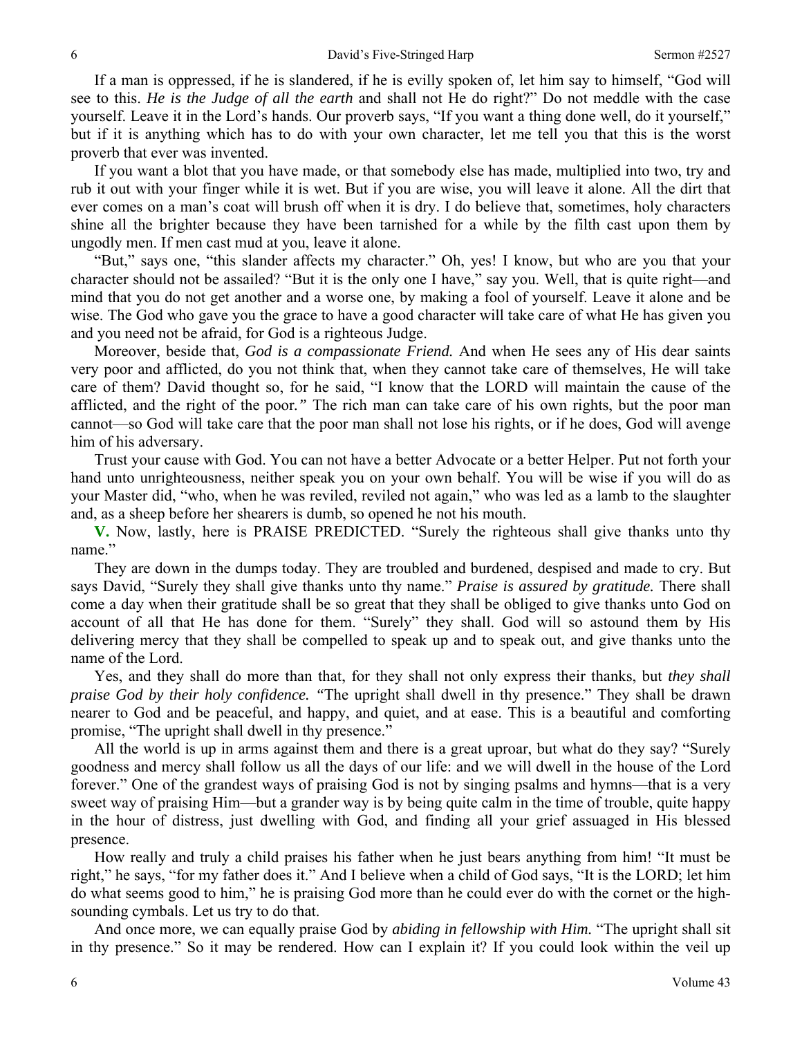If a man is oppressed, if he is slandered, if he is evilly spoken of, let him say to himself, "God will see to this. *He is the Judge of all the earth* and shall not He do right?" Do not meddle with the case yourself. Leave it in the Lord's hands. Our proverb says, "If you want a thing done well, do it yourself," but if it is anything which has to do with your own character, let me tell you that this is the worst proverb that ever was invented.

If you want a blot that you have made, or that somebody else has made, multiplied into two, try and rub it out with your finger while it is wet. But if you are wise, you will leave it alone. All the dirt that ever comes on a man's coat will brush off when it is dry. I do believe that, sometimes, holy characters shine all the brighter because they have been tarnished for a while by the filth cast upon them by ungodly men. If men cast mud at you, leave it alone.

"But," says one, "this slander affects my character." Oh, yes! I know, but who are you that your character should not be assailed? "But it is the only one I have," say you. Well, that is quite right—and mind that you do not get another and a worse one, by making a fool of yourself. Leave it alone and be wise. The God who gave you the grace to have a good character will take care of what He has given you and you need not be afraid, for God is a righteous Judge.

Moreover, beside that, *God is a compassionate Friend.* And when He sees any of His dear saints very poor and afflicted, do you not think that, when they cannot take care of themselves, He will take care of them? David thought so, for he said, "I know that the LORD will maintain the cause of the afflicted, and the right of the poor*."* The rich man can take care of his own rights, but the poor man cannot—so God will take care that the poor man shall not lose his rights, or if he does, God will avenge him of his adversary.

Trust your cause with God. You can not have a better Advocate or a better Helper. Put not forth your hand unto unrighteousness, neither speak you on your own behalf. You will be wise if you will do as your Master did, "who, when he was reviled, reviled not again," who was led as a lamb to the slaughter and, as a sheep before her shearers is dumb, so opened he not his mouth.

**V.** Now, lastly, here is PRAISE PREDICTED. "Surely the righteous shall give thanks unto thy name."

They are down in the dumps today. They are troubled and burdened, despised and made to cry. But says David, "Surely they shall give thanks unto thy name." *Praise is assured by gratitude.* There shall come a day when their gratitude shall be so great that they shall be obliged to give thanks unto God on account of all that He has done for them. "Surely" they shall. God will so astound them by His delivering mercy that they shall be compelled to speak up and to speak out, and give thanks unto the name of the Lord.

Yes, and they shall do more than that, for they shall not only express their thanks, but *they shall praise God by their holy confidence. "*The upright shall dwell in thy presence." They shall be drawn nearer to God and be peaceful, and happy, and quiet, and at ease. This is a beautiful and comforting promise, "The upright shall dwell in thy presence."

All the world is up in arms against them and there is a great uproar, but what do they say? "Surely goodness and mercy shall follow us all the days of our life: and we will dwell in the house of the Lord forever." One of the grandest ways of praising God is not by singing psalms and hymns—that is a very sweet way of praising Him—but a grander way is by being quite calm in the time of trouble, quite happy in the hour of distress, just dwelling with God, and finding all your grief assuaged in His blessed presence.

How really and truly a child praises his father when he just bears anything from him! "It must be right," he says, "for my father does it." And I believe when a child of God says, "It is the LORD; let him do what seems good to him," he is praising God more than he could ever do with the cornet or the high-sounding cymbals. Let us try to do that.

And once more, we can equally praise God by *abiding in fellowship with Him.* "The upright shall sit in thy presence." So it may be rendered. How can I explain it? If you could look within the veil up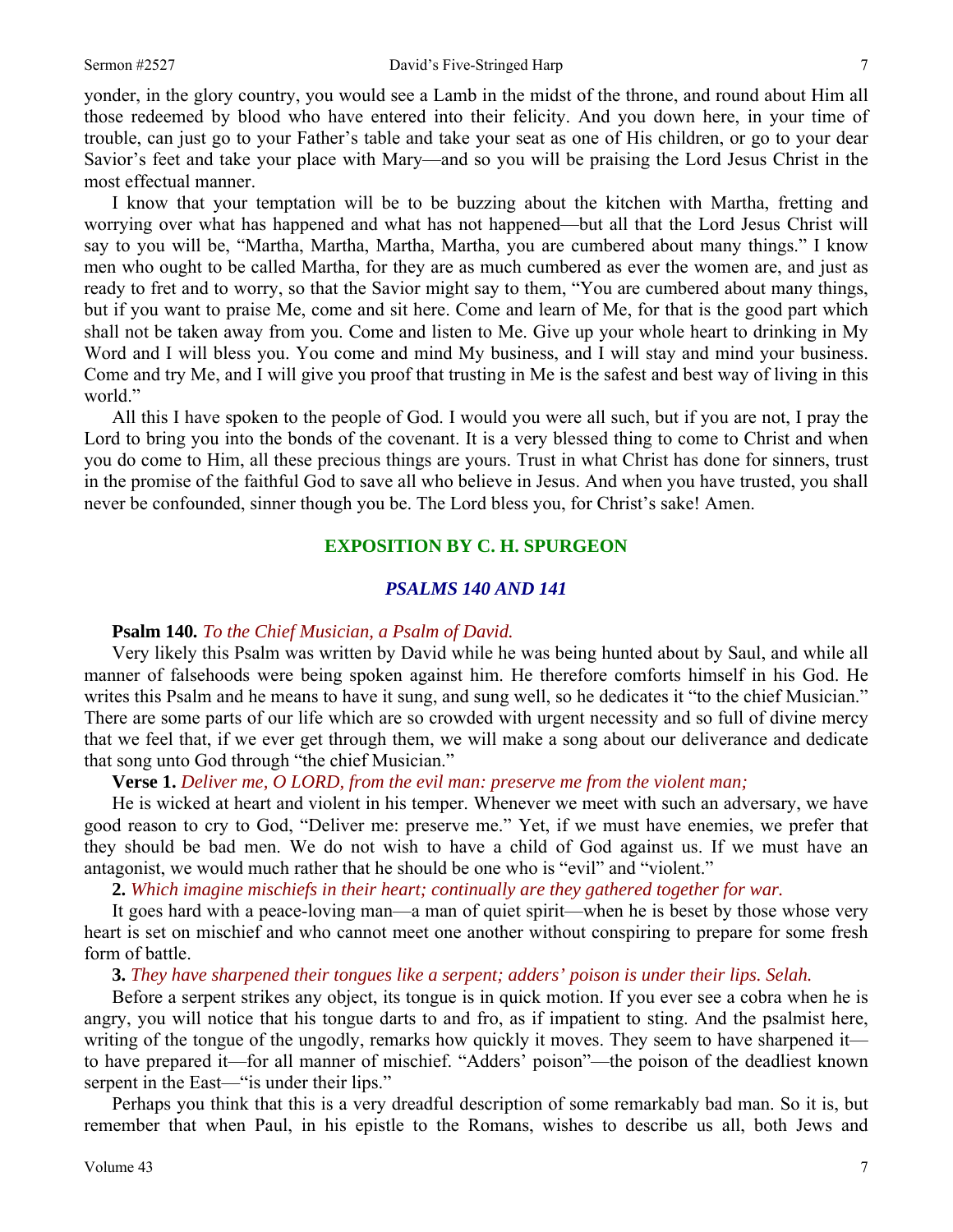yonder, in the glory country, you would see a Lamb in the midst of the throne, and round about Him all those redeemed by blood who have entered into their felicity. And you down here, in your time of trouble, can just go to your Father's table and take your seat as one of His children, or go to your dear Savior's feet and take your place with Mary—and so you will be praising the Lord Jesus Christ in the most effectual manner.

I know that your temptation will be to be buzzing about the kitchen with Martha, fretting and worrying over what has happened and what has not happened—but all that the Lord Jesus Christ will say to you will be, "Martha, Martha, Martha, Martha, you are cumbered about many things." I know men who ought to be called Martha, for they are as much cumbered as ever the women are, and just as ready to fret and to worry, so that the Savior might say to them, "You are cumbered about many things, but if you want to praise Me, come and sit here. Come and learn of Me, for that is the good part which shall not be taken away from you. Come and listen to Me. Give up your whole heart to drinking in My Word and I will bless you. You come and mind My business, and I will stay and mind your business. Come and try Me, and I will give you proof that trusting in Me is the safest and best way of living in this world."

All this I have spoken to the people of God. I would you were all such, but if you are not, I pray the Lord to bring you into the bonds of the covenant. It is a very blessed thing to come to Christ and when you do come to Him, all these precious things are yours. Trust in what Christ has done for sinners, trust in the promise of the faithful God to save all who believe in Jesus. And when you have trusted, you shall never be confounded, sinner though you be. The Lord bless you, for Christ's sake! Amen.

## EXPOSITION BY C. H. SPURGEON

### *PSALMS 140 AND 141*

**Psalm 140.** *To the Chief Musician, a Psalm of David.*

Very likely this Psalm was written by David while he was being hunted about by Saul, and while all manner of falsehoods were being spoken against him. He therefore comforts himself in his God. He writes this Psalm and he means to have it sung, and sung well, so he dedicates it "to the chief Musician." There are some parts of our life which are so crowded with urgent necessity and so full of divine mercy that we feel that, if we ever get through them, we will make a song about our deliverance and dedicate that song unto God through "the chief Musician."

**Verse 1.** *Deliver me, O LORD, from the evil man: preserve me from the violent man;*

He is wicked at heart and violent in his temper. Whenever we meet with such an adversary, we have good reason to cry to God, "Deliver me: preserve me." Yet, if we must have enemies, we prefer that they should be bad men. We do not wish to have a child of God against us. If we must have an antagonist, we would much rather that he should be one who is "evil" and "violent."

**2.** *Which imagine mischiefs in their heart; continually are they gathered together for war.*

It goes hard with a peace-loving man—a man of quiet spirit—when he is beset by those whose very heart is set on mischief and who cannot meet one another without conspiring to prepare for some fresh form of battle.

**3.** *They have sharpened their tongues like a serpent; adders' poison is under their lips. Selah.*

Before a serpent strikes any object, its tongue is in quick motion. If you ever see a cobra when he is angry, you will notice that his tongue darts to and fro, as if impatient to sting. And the psalmist here, writing of the tongue of the ungodly, remarks how quickly it moves. They seem to have sharpened it—to have prepared it—for all manner of mischief. "Adders' poison"—the poison of the deadliest known serpent in the East—"is under their lips."

Perhaps you think that this is a very dreadful description of some remarkably bad man. So it is, but remember that when Paul, in his epistle to the Romans, wishes to describe us all, both Jews and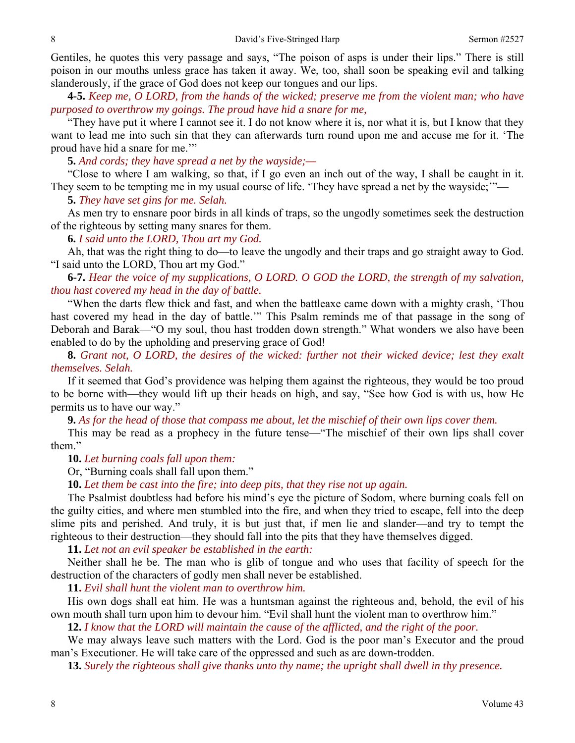Gentiles, he quotes this very passage and says, "The poison of asps is under their lips." There is still poison in our mouths unless grace has taken it away. We, too, shall soon be speaking evil and talking slanderously, if the grace of God does not keep our tongues and our lips.

**4-5.** *Keep me, O LORD, from the hands of the wicked; preserve me from the violent man; who have purposed to overthrow my goings. The proud have hid a snare for me,*

"They have put it where I cannot see it. I do not know where it is, nor what it is, but I know that they want to lead me into such sin that they can afterwards turn round upon me and accuse me for it. 'The proud have hid a snare for me.'"

**5.** *And cords; they have spread a net by the wayside;—*

"Close to where I am walking, so that, if I go even an inch out of the way, I shall be caught in it. They seem to be tempting me in my usual course of life. 'They have spread a net by the wayside;'"—

**5.** *They have set gins for me. Selah.*

As men try to ensnare poor birds in all kinds of traps, so the ungodly sometimes seek the destruction of the righteous by setting many snares for them.

**6.** *I said unto the LORD, Thou art my God.*

Ah, that was the right thing to do—to leave the ungodly and their traps and go straight away to God. "I said unto the LORD, Thou art my God."

**6-7.** *Hear the voice of my supplications, O LORD. O GOD the LORD, the strength of my salvation, thou hast covered my head in the day of battle.*

"When the darts flew thick and fast, and when the battleaxe came down with a mighty crash, 'Thou hast covered my head in the day of battle.'" This Psalm reminds me of that passage in the song of Deborah and Barak—"O my soul, thou hast trodden down strength." What wonders we also have been enabled to do by the upholding and preserving grace of God!

**8.** *Grant not, O LORD, the desires of the wicked: further not their wicked device; lest they exalt themselves. Selah.*

If it seemed that God's providence was helping them against the righteous, they would be too proud to be borne with—they would lift up their heads on high, and say, "See how God is with us, how He permits us to have our way."

**9.** *As for the head of those that compass me about, let the mischief of their own lips cover them.*

This may be read as a prophecy in the future tense—"The mischief of their own lips shall cover them."

**10.** *Let burning coals fall upon them:*

Or, "Burning coals shall fall upon them."

**10.** *Let them be cast into the fire; into deep pits, that they rise not up again.*

The Psalmist doubtless had before his mind's eye the picture of Sodom, where burning coals fell on the guilty cities, and where men stumbled into the fire, and when they tried to escape, fell into the deep slime pits and perished. And truly, it is but just that, if men lie and slander—and try to tempt the righteous to their destruction—they should fall into the pits that they have themselves digged.

**11.** *Let not an evil speaker be established in the earth:*

Neither shall he be. The man who is glib of tongue and who uses that facility of speech for the destruction of the characters of godly men shall never be established.

**11.** *Evil shall hunt the violent man to overthrow him.*

His own dogs shall eat him. He was a huntsman against the righteous and, behold, the evil of his own mouth shall turn upon him to devour him. "Evil shall hunt the violent man to overthrow him."

**12.** *I know that the LORD will maintain the cause of the afflicted, and the right of the poor.*

We may always leave such matters with the Lord. God is the poor man's Executor and the proud man's Executioner. He will take care of the oppressed and such as are down-trodden.

**13.** *Surely the righteous shall give thanks unto thy name; the upright shall dwell in thy presence.*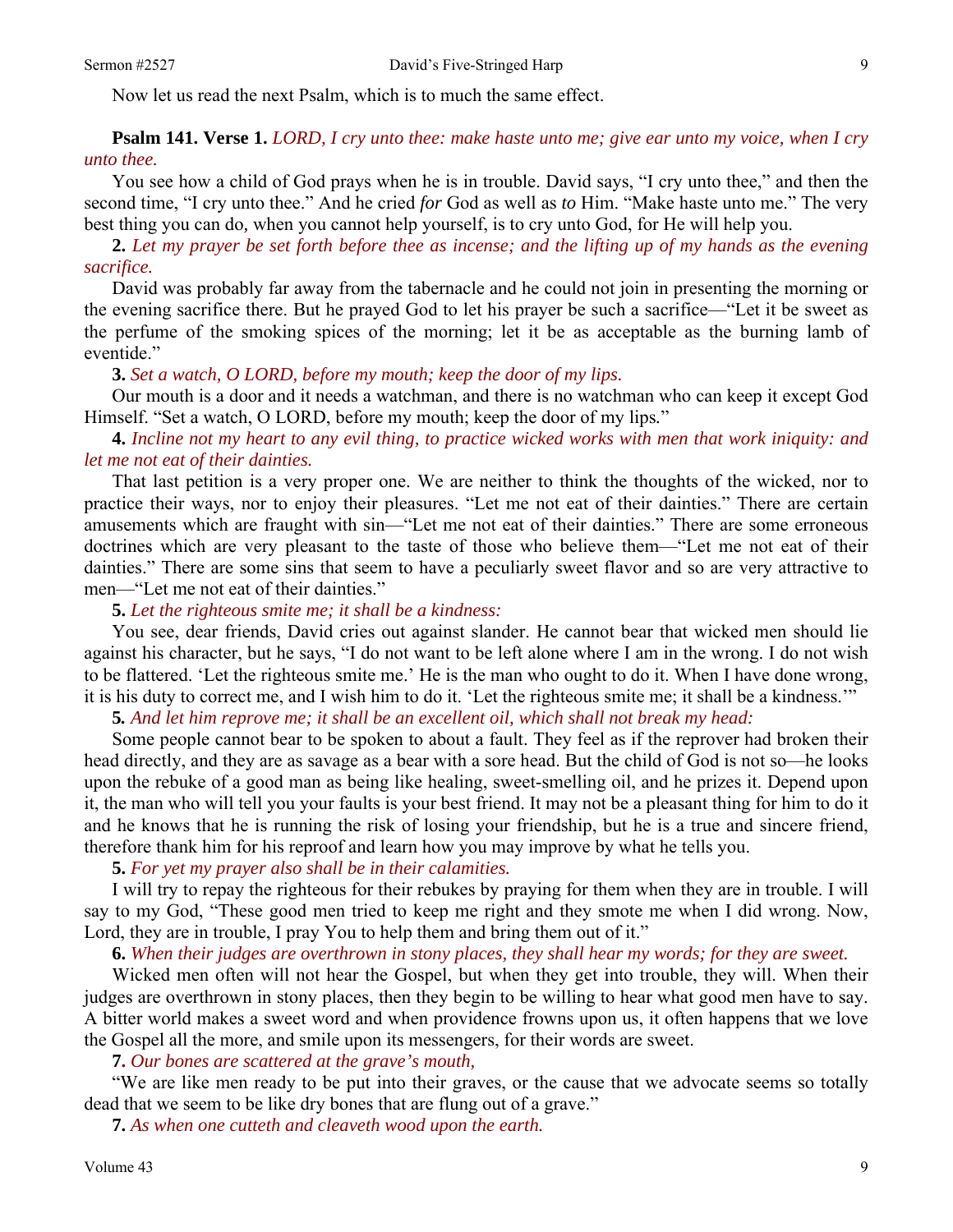Now let us read the next Psalm, which is to much the same effect.

**Psalm 141. Verse 1.** *LORD, I cry unto thee: make haste unto me; give ear unto my voice, when I cry unto thee.*

You see how a child of God prays when he is in trouble. David says, "I cry unto thee," and then the second time, "I cry unto thee." And he cried *for* God as well as *to* Him. "Make haste unto me." The very best thing you can do, when you cannot help yourself, is to cry unto God, for He will help you.

**2.** *Let my prayer be set forth before thee as incense; and the lifting up of my hands as the evening sacrifice.*

David was probably far away from the tabernacle and he could not join in presenting the morning or the evening sacrifice there. But he prayed God to let his prayer be such a sacrifice—"Let it be sweet as the perfume of the smoking spices of the morning; let it be as acceptable as the burning lamb of eventide."

**3.** *Set a watch, O LORD, before my mouth; keep the door of my lips.*

Our mouth is a door and it needs a watchman, and there is no watchman who can keep it except God Himself. "Set a watch, O LORD, before my mouth; keep the door of my lips."

**4.** *Incline not my heart to any evil thing, to practice wicked works with men that work iniquity: and let me not eat of their dainties.*

That last petition is a very proper one. We are neither to think the thoughts of the wicked, nor to practice their ways, nor to enjoy their pleasures. "Let me not eat of their dainties." There are certain amusements which are fraught with sin—"Let me not eat of their dainties." There are some erroneous doctrines which are very pleasant to the taste of those who believe them—"Let me not eat of their dainties." There are some sins that seem to have a peculiarly sweet flavor and so are very attractive to men—"Let me not eat of their dainties."

**5.** *Let the righteous smite me; it shall be a kindness:*

You see, dear friends, David cries out against slander. He cannot bear that wicked men should lie against his character, but he says, "I do not want to be left alone where I am in the wrong. I do not wish to be flattered. 'Let the righteous smite me.' He is the man who ought to do it. When I have done wrong, it is his duty to correct me, and I wish him to do it. 'Let the righteous smite me; it shall be a kindness.'"

**5.** *And let him reprove me; it shall be an excellent oil, which shall not break my head:*

Some people cannot bear to be spoken to about a fault. They feel as if the reprover had broken their head directly, and they are as savage as a bear with a sore head. But the child of God is not so—he looks upon the rebuke of a good man as being like healing, sweet-smelling oil, and he prizes it. Depend upon it, the man who will tell you your faults is your best friend. It may not be a pleasant thing for him to do it and he knows that he is running the risk of losing your friendship, but he is a true and sincere friend, therefore thank him for his reproof and learn how you may improve by what he tells you.

**5.** *For yet my prayer also shall be in their calamities.*

I will try to repay the righteous for their rebukes by praying for them when they are in trouble. I will say to my God, "These good men tried to keep me right and they smote me when I did wrong. Now, Lord, they are in trouble, I pray You to help them and bring them out of it."

**6.** *When their judges are overthrown in stony places, they shall hear my words; for they are sweet.*

Wicked men often will not hear the Gospel, but when they get into trouble, they will. When their judges are overthrown in stony places, then they begin to be willing to hear what good men have to say. A bitter world makes a sweet word and when providence frowns upon us, it often happens that we love the Gospel all the more, and smile upon its messengers, for their words are sweet.

**7.** *Our bones are scattered at the grave's mouth,*

"We are like men ready to be put into their graves, or the cause that we advocate seems so totally dead that we seem to be like dry bones that are flung out of a grave."

**7.** *As when one cutteth and cleaveth wood upon the earth.*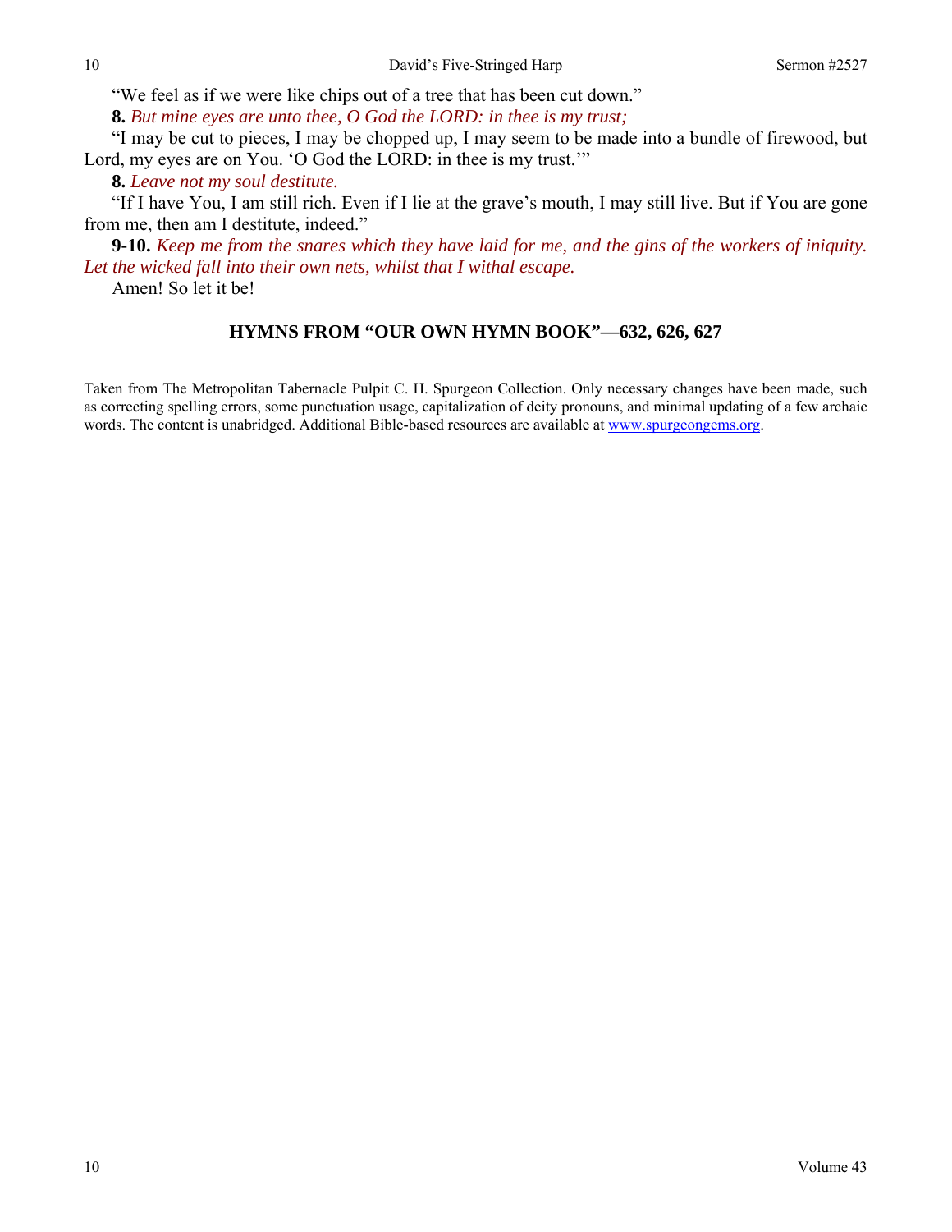"We feel as if we were like chips out of a tree that has been cut down."

**8.** *But mine eyes are unto thee, O God the LORD: in thee is my trust;*

"I may be cut to pieces, I may be chopped up, I may seem to be made into a bundle of firewood, but Lord, my eyes are on You. 'O God the LORD: in thee is my trust.'"

**8.** *Leave not my soul destitute.*

"If I have You, I am still rich. Even if I lie at the grave's mouth, I may still live. But if You are gone from me, then am I destitute, indeed."

**9-10.** *Keep me from the snares which they have laid for me, and the gins of the workers of iniquity. Let the wicked fall into their own nets, whilst that I withal escape.*

Amen! So let it be!

### HYMNS FROM "OUR OWN HYMN BOOK"—632, 626, 627

---

Taken from The Metropolitan Tabernacle Pulpit C. H. Spurgeon Collection. Only necessary changes have been made, such as correcting spelling errors, some punctuation usage, capitalization of deity pronouns, and minimal updating of a few archaic words. The content is unabridged. Additional Bible-based resources are available at www.spurgeongems.org.